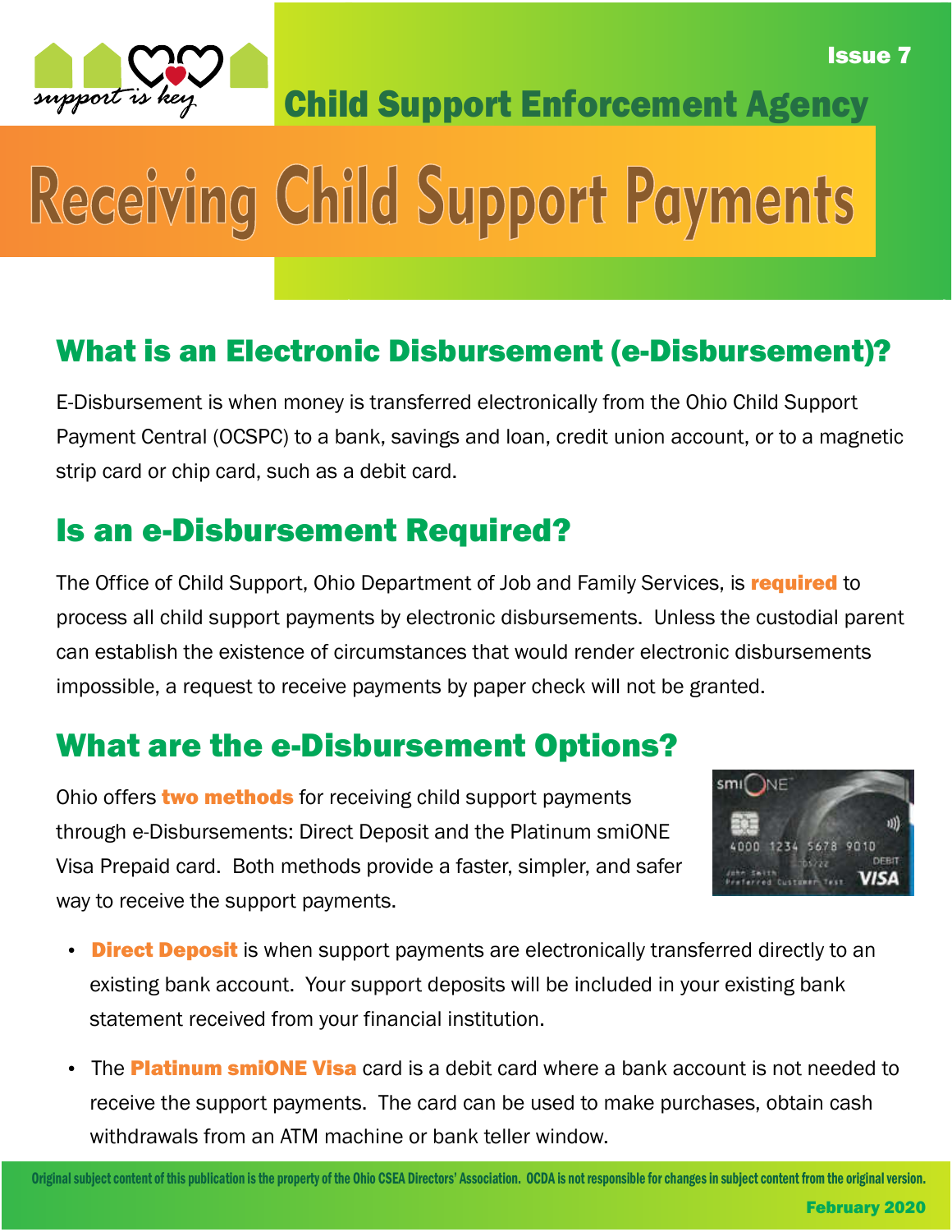support is key

Issue 7

Child Support Enforcement Agency

# Receiving Child Support Payments

## What is an Electronic Disbursement (e-Disbursement)?

E-Disbursement is when money is transferred electronically from the Ohio Child Support Payment Central (OCSPC) to a bank, savings and loan, credit union account, or to a magnetic strip card or chip card, such as a debit card.

## Is an e-Disbursement Required?

The Office of Child Support, Ohio Department of Job and Family Services, is **required** to process all child support payments by electronic disbursements. Unless the custodial parent can establish the existence of circumstances that would render electronic disbursements impossible, a request to receive payments by paper check will not be granted.

## What are the e-Disbursement Options?

Ohio offers **two methods** for receiving child support payments through e-Disbursements: Direct Deposit and the Platinum smiONE Visa Prepaid card. Both methods provide a faster, simpler, and safer way to receive the support payments.

- **Direct Deposit** is when support payments are electronically transferred directly to an existing bank account. Your support deposits will be included in your existing bank statement received from your financial institution.
- The **Platinum smiONE Visa** card is a debit card where a bank account is not needed to receive the support payments. The card can be used to make purchases, obtain cash withdrawals from an ATM machine or bank teller window.

Original subject content of this publication is the property of the Ohio CSEA Directors' Association. OCDA is not responsible for changes in subject content from the original version.

February 2020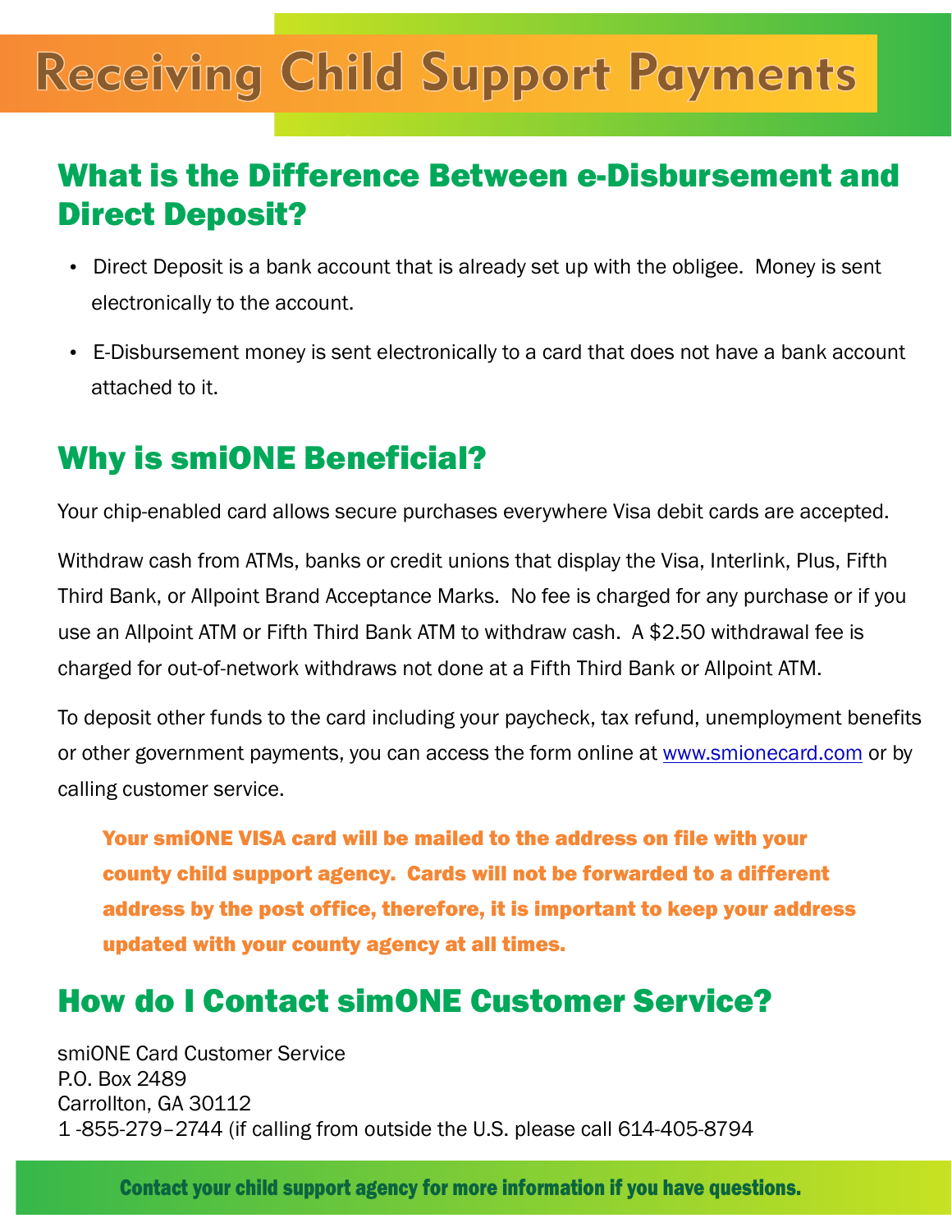# Receiving Child Support Payments

## What is the Difference Between e-Disbursement and Direct Deposit?

- Direct Deposit is a bank account that is already set up with the obligee. Money is sent electronically to the account.
- E-Disbursement money is sent electronically to a card that does not have a bank account attached to it.

## Why is smiONE Beneficial?

Your chip-enabled card allows secure purchases everywhere Visa debit cards are accepted.

Withdraw cash from ATMs, banks or credit unions that display the Visa, Interlink, Plus, Fifth Third Bank, or Allpoint Brand Acceptance Marks. No fee is charged for any purchase or if you use an Allpoint ATM or Fifth Third Bank ATM to withdraw cash. A $2.50 withdrawal fee is charged for out-of-network withdraws not done at a Fifth Third Bank or Allpoint ATM.

To deposit other funds to the card including your paycheck, tax refund, unemployment benefits or other government payments, you can access the form online at www.smionecard.com or by calling customer service.

**Your smiONE VISA card will be mailed to the address on file with your county child support agency. Cards will not be forwarded to a different address by the post office, therefore, it is important to keep your address updated with your county agency at all times.**

## How do I Contact simONE Customer Service?

smiONE Card Customer Service
P.O. Box 2489
Carrollton, GA 30112
1 -855-279–2744 (if calling from outside the U.S. please call 614-405-8794

**Contact your child support agency for more information if you have questions.**